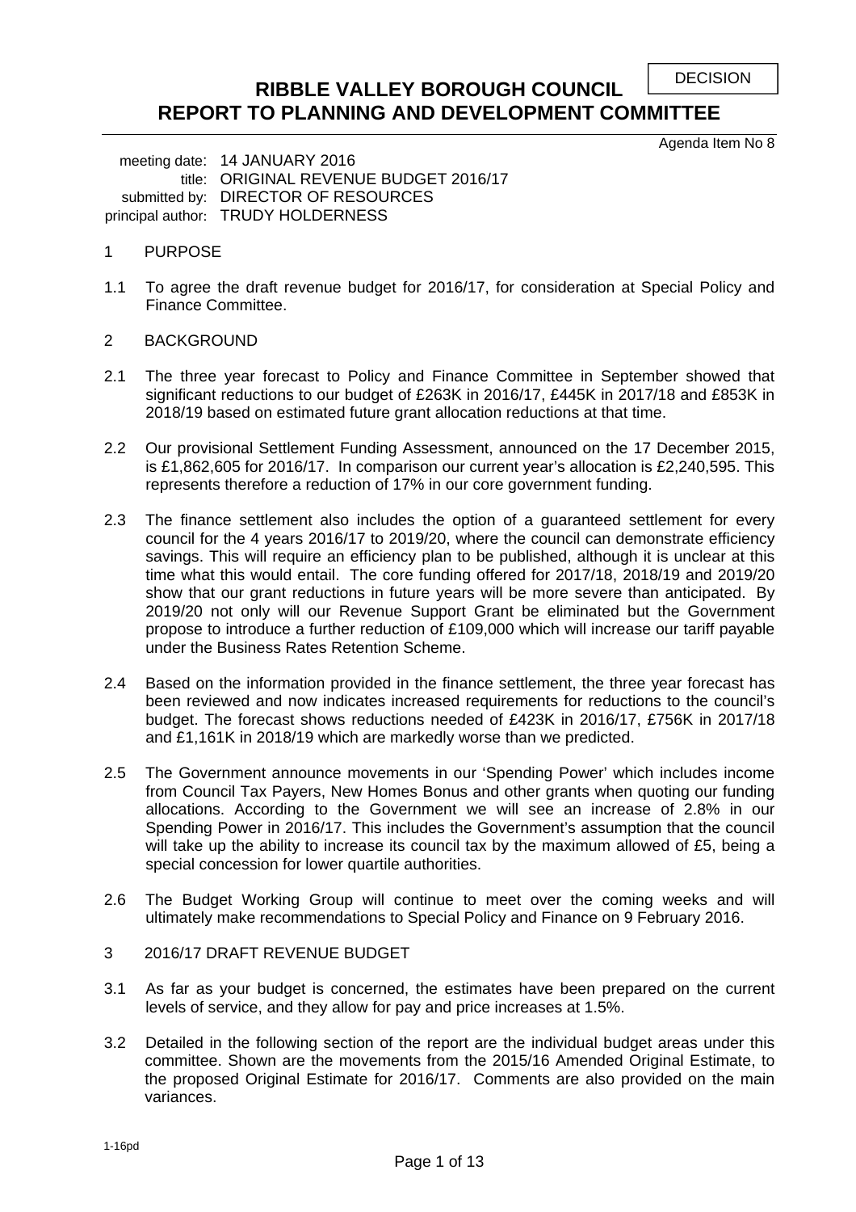DECISION

# RIBBLE VALLEY BOROUGH COUNCIL
# REPORT TO PLANNING AND DEVELOPMENT COMMITTEE

Agenda Item No 8

meeting date: 14 JANUARY 2016
title: ORIGINAL REVENUE BUDGET 2016/17
submitted by: DIRECTOR OF RESOURCES
principal author: TRUDY HOLDERNESS

## 1 PURPOSE

1.1 To agree the draft revenue budget for 2016/17, for consideration at Special Policy and Finance Committee.

## 2 BACKGROUND

2.1 The three year forecast to Policy and Finance Committee in September showed that significant reductions to our budget of £263K in 2016/17, £445K in 2017/18 and £853K in 2018/19 based on estimated future grant allocation reductions at that time.

2.2 Our provisional Settlement Funding Assessment, announced on the 17 December 2015, is £1,862,605 for 2016/17. In comparison our current year's allocation is £2,240,595. This represents therefore a reduction of 17% in our core government funding.

2.3 The finance settlement also includes the option of a guaranteed settlement for every council for the 4 years 2016/17 to 2019/20, where the council can demonstrate efficiency savings. This will require an efficiency plan to be published, although it is unclear at this time what this would entail. The core funding offered for 2017/18, 2018/19 and 2019/20 show that our grant reductions in future years will be more severe than anticipated. By 2019/20 not only will our Revenue Support Grant be eliminated but the Government propose to introduce a further reduction of £109,000 which will increase our tariff payable under the Business Rates Retention Scheme.

2.4 Based on the information provided in the finance settlement, the three year forecast has been reviewed and now indicates increased requirements for reductions to the council's budget. The forecast shows reductions needed of £423K in 2016/17, £756K in 2017/18 and £1,161K in 2018/19 which are markedly worse than we predicted.

2.5 The Government announce movements in our 'Spending Power' which includes income from Council Tax Payers, New Homes Bonus and other grants when quoting our funding allocations. According to the Government we will see an increase of 2.8% in our Spending Power in 2016/17. This includes the Government's assumption that the council will take up the ability to increase its council tax by the maximum allowed of £5, being a special concession for lower quartile authorities.

2.6 The Budget Working Group will continue to meet over the coming weeks and will ultimately make recommendations to Special Policy and Finance on 9 February 2016.

## 3 2016/17 DRAFT REVENUE BUDGET

3.1 As far as your budget is concerned, the estimates have been prepared on the current levels of service, and they allow for pay and price increases at 1.5%.

3.2 Detailed in the following section of the report are the individual budget areas under this committee. Shown are the movements from the 2015/16 Amended Original Estimate, to the proposed Original Estimate for 2016/17. Comments are also provided on the main variances.

1-16pd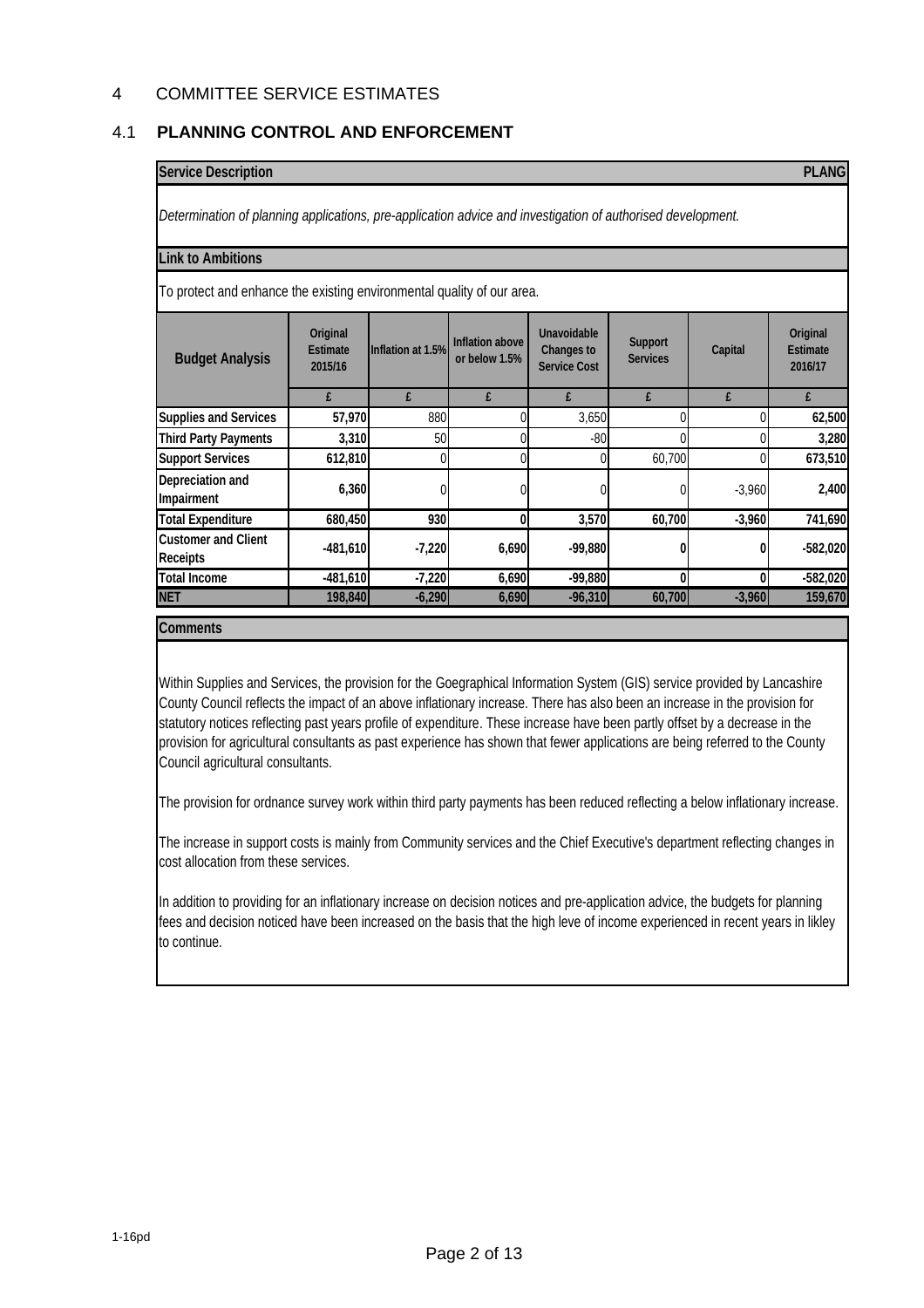# 4 COMMITTEE SERVICE ESTIMATES

## 4.1 PLANNING CONTROL AND ENFORCEMENT

| **Service Description** | **PLANG** |
|---|---|

*Determination of planning applications, pre-application advice and investigation of authorised development.*

**Link to Ambitions**

To protect and enhance the existing environmental quality of our area.

| Budget Analysis | Original Estimate 2015/16 | Inflation at 1.5% | Inflation above or below 1.5% | Unavoidable Changes to Service Cost | Support Services | Capital | Original Estimate 2016/17 |
|---|---|---|---|---|---|---|---|
| | £ | £ | £ | £ | £ | £ | £ |
| **Supplies and Services** | **57,970** | 880 | 0 | 3,650 | 0 | 0 | **62,500** |
| **Third Party Payments** | **3,310** | 50 | 0 | -80 | 0 | 0 | **3,280** |
| **Support Services** | **612,810** | 0 | 0 | 0 | 60,700 | 0 | **673,510** |
| **Depreciation and Impairment** | **6,360** | 0 | 0 | 0 | 0 | -3,960 | **2,400** |
| **Total Expenditure** | **680,450** | **930** | **0** | **3,570** | **60,700** | **-3,960** | **741,690** |
| **Customer and Client Receipts** | **-481,610** | **-7,220** | **6,690** | **-99,880** | **0** | **0** | **-582,020** |
| **Total Income** | **-481,610** | **-7,220** | **6,690** | **-99,880** | **0** | **0** | **-582,020** |
| **NET** | **198,840** | **-6,290** | **6,690** | **-96,310** | **60,700** | **-3,960** | **159,670** |

**Comments**

Within Supplies and Services, the provision for the Goegraphical Information System (GIS) service provided by Lancashire County Council reflects the impact of an above inflationary increase. There has also been an increase in the provision for statutory notices reflecting past years profile of expenditure. These increase have been partly offset by a decrease in the provision for agricultural consultants as past experience has shown that fewer applications are being referred to the County Council agricultural consultants.

The provision for ordnance survey work within third party payments has been reduced reflecting a below inflationary increase.

The increase in support costs is mainly from Community services and the Chief Executive's department reflecting changes in cost allocation from these services.

In addition to providing for an inflationary increase on decision notices and pre-application advice, the budgets for planning fees and decision noticed have been increased on the basis that the high leve of income experienced in recent years in likley to continue.

1-16pd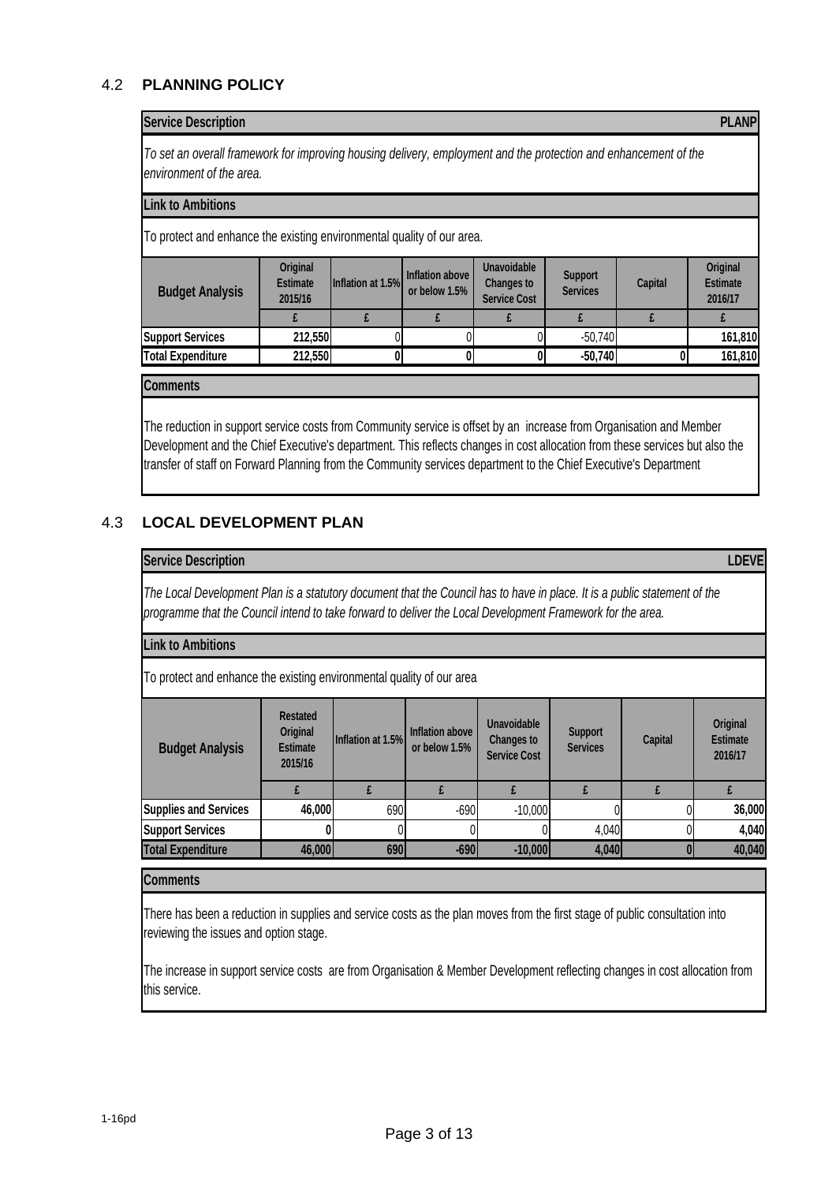## 4.2 PLANNING POLICY

| Service Description | PLANP |
|---|---|

*To set an overall framework for improving housing delivery, employment and the protection and enhancement of the environment of the area.*

**Link to Ambitions**

To protect and enhance the existing environmental quality of our area.

| Budget Analysis | Original Estimate 2015/16 | Inflation at 1.5% | Inflation above or below 1.5% | Unavoidable Changes to Service Cost | Support Services | Capital | Original Estimate 2016/17 |
|---|---|---|---|---|---|---|---|
| | £ | £ | £ | £ | £ | £ | £ |
| Support Services | 212,550 | 0 | 0 | 0 | -50,740 | | 161,810 |
| **Total Expenditure** | **212,550** | **0** | **0** | **0** | **-50,740** | **0** | **161,810** |

**Comments**

The reduction in support service costs from Community service is offset by an increase from Organisation and Member Development and the Chief Executive's department. This reflects changes in cost allocation from these services but also the transfer of staff on Forward Planning from the Community services department to the Chief Executive's Department

## 4.3 LOCAL DEVELOPMENT PLAN

| Service Description | LDEVE |
|---|---|

*The Local Development Plan is a statutory document that the Council has to have in place. It is a public statement of the programme that the Council intend to take forward to deliver the Local Development Framework for the area.*

**Link to Ambitions**

To protect and enhance the existing environmental quality of our area

| Budget Analysis | Restated Original Estimate 2015/16 | Inflation at 1.5% | Inflation above or below 1.5% | Unavoidable Changes to Service Cost | Support Services | Capital | Original Estimate 2016/17 |
|---|---|---|---|---|---|---|---|
| | £ | £ | £ | £ | £ | £ | £ |
| Supplies and Services | 46,000 | 690 | -690 | -10,000 | 0 | 0 | 36,000 |
| Support Services | 0 | 0 | 0 | 0 | 4,040 | 0 | 4,040 |
| **Total Expenditure** | **46,000** | **690** | **-690** | **-10,000** | **4,040** | **0** | **40,040** |

**Comments**

There has been a reduction in supplies and service costs as the plan moves from the first stage of public consultation into reviewing the issues and option stage.

The increase in support service costs are from Organisation & Member Development reflecting changes in cost allocation from this service.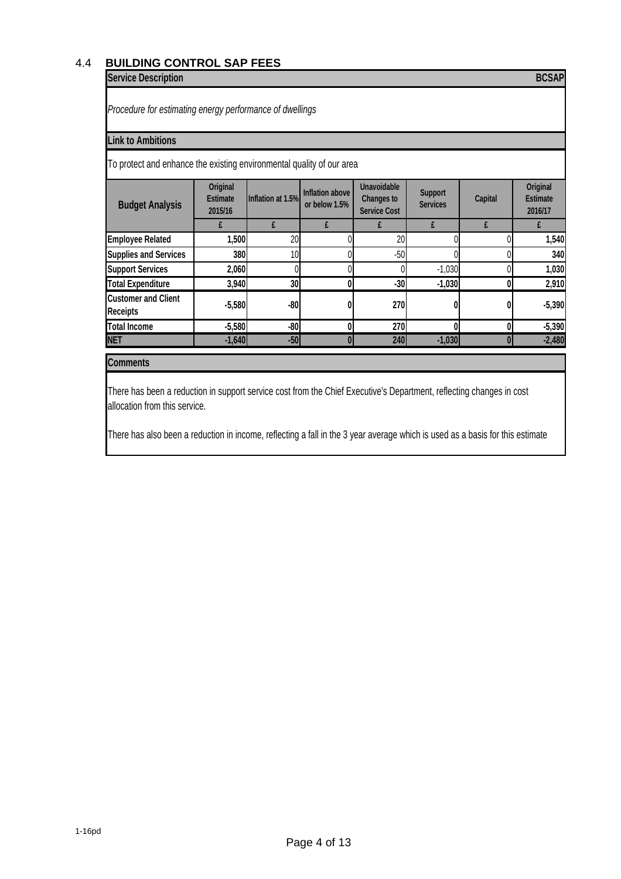## 4.4 BUILDING CONTROL SAP FEES

**Service Description** **BCSAP**

*Procedure for estimating energy performance of dwellings*

**Link to Ambitions**

To protect and enhance the existing environmental quality of our area

| Budget Analysis | Original Estimate 2015/16 | Inflation at 1.5% | Inflation above or below 1.5% | Unavoidable Changes to Service Cost | Support Services | Capital | Original Estimate 2016/17 |
|---|---|---|---|---|---|---|---|
| | £ | £ | £ | £ | £ | £ | £ |
| **Employee Related** | **1,500** | 20 | 0 | 20 | 0 | 0 | **1,540** |
| **Supplies and Services** | **380** | 10 | 0 | -50 | 0 | 0 | **340** |
| **Support Services** | **2,060** | 0 | 0 | 0 | -1,030 | 0 | **1,030** |
| **Total Expenditure** | **3,940** | **30** | **0** | **-30** | **-1,030** | **0** | **2,910** |
| **Customer and Client Receipts** | **-5,580** | **-80** | **0** | **270** | **0** | **0** | **-5,390** |
| **Total Income** | **-5,580** | **-80** | **0** | **270** | **0** | **0** | **-5,390** |
| **NET** | **-1,640** | **-50** | **0** | **240** | **-1,030** | **0** | **-2,480** |

**Comments**

There has been a reduction in support service cost from the Chief Executive's Department, reflecting changes in cost allocation from this service.

There has also been a reduction in income, reflecting a fall in the 3 year average which is used as a basis for this estimate

1-16pd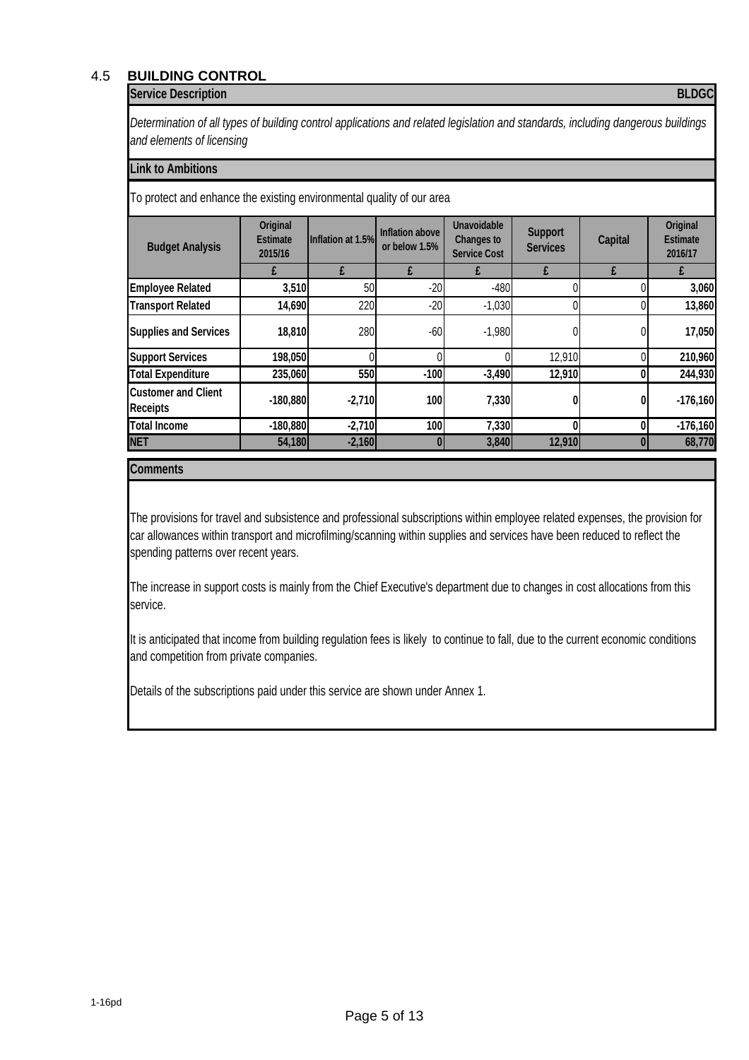## 4.5 BUILDING CONTROL

**Service Description** **BLDGC**

*Determination of all types of building control applications and related legislation and standards, including dangerous buildings and elements of licensing*

**Link to Ambitions**

To protect and enhance the existing environmental quality of our area

| Budget Analysis | Original Estimate 2015/16 | Inflation at 1.5% | Inflation above or below 1.5% | Unavoidable Changes to Service Cost | Support Services | Capital | Original Estimate 2016/17 |
|---|---|---|---|---|---|---|---|
| | £ | £ | £ | £ | £ | £ | £ |
| **Employee Related** | **3,510** | 50 | -20 | -480 | 0 | 0 | **3,060** |
| **Transport Related** | **14,690** | 220 | -20 | -1,030 | 0 | 0 | **13,860** |
| **Supplies and Services** | **18,810** | 280 | -60 | -1,980 | 0 | 0 | **17,050** |
| **Support Services** | **198,050** | 0 | 0 | 0 | 12,910 | 0 | **210,960** |
| **Total Expenditure** | **235,060** | **550** | **-100** | **-3,490** | **12,910** | **0** | **244,930** |
| **Customer and Client Receipts** | **-180,880** | **-2,710** | **100** | **7,330** | **0** | **0** | **-176,160** |
| **Total Income** | **-180,880** | **-2,710** | **100** | **7,330** | **0** | **0** | **-176,160** |
| **NET** | **54,180** | **-2,160** | **0** | **3,840** | **12,910** | **0** | **68,770** |

**Comments**

The provisions for travel and subsistence and professional subscriptions within employee related expenses, the provision for car allowances within transport and microfilming/scanning within supplies and services have been reduced to reflect the spending patterns over recent years.

The increase in support costs is mainly from the Chief Executive's department due to changes in cost allocations from this service.

It is anticipated that income from building regulation fees is likely to continue to fall, due to the current economic conditions and competition from private companies.

Details of the subscriptions paid under this service are shown under Annex 1.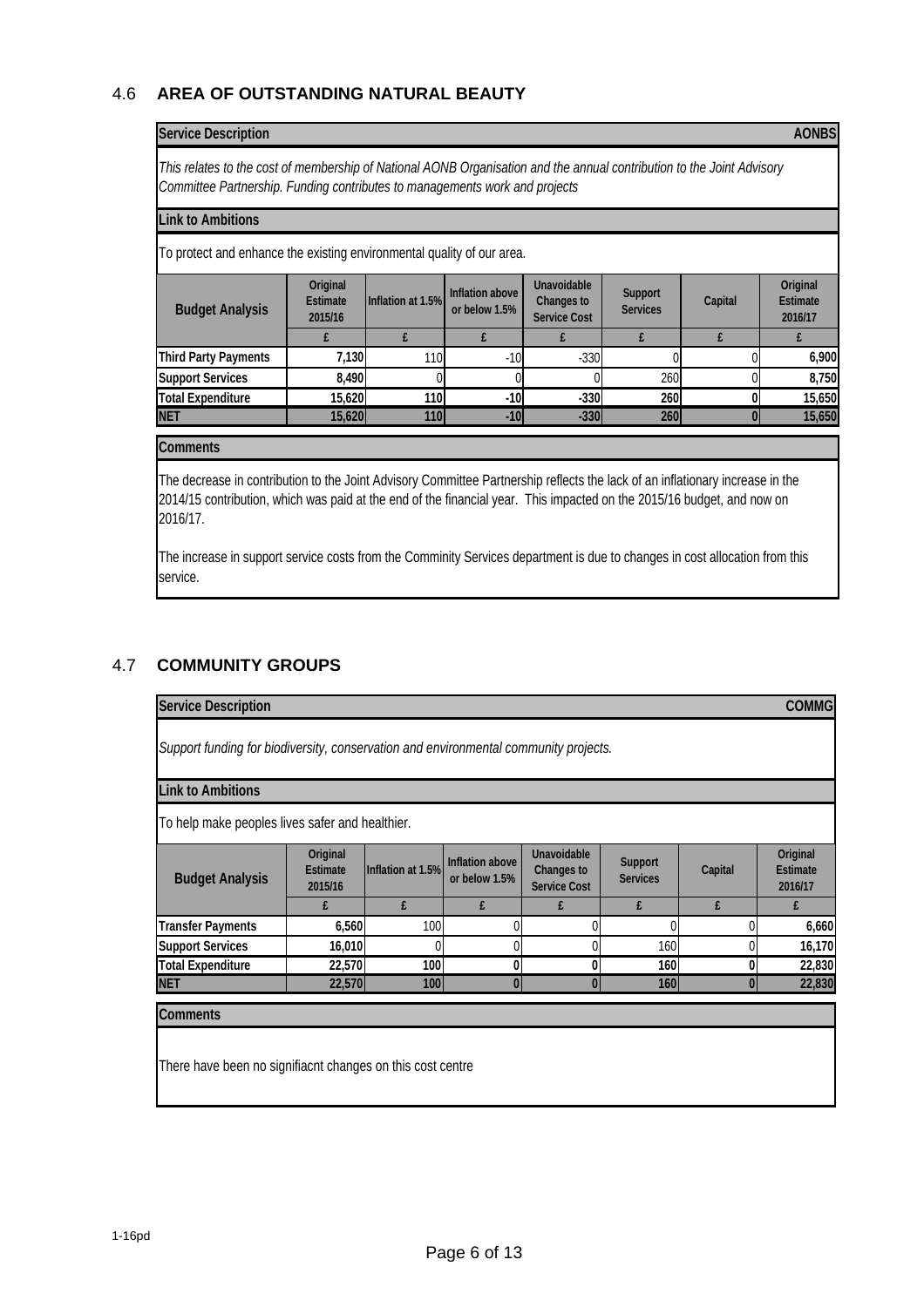## 4.6 AREA OF OUTSTANDING NATURAL BEAUTY

| **Service Description** | **AONBS** |
|---|---|

*This relates to the cost of membership of National AONB Organisation and the annual contribution to the Joint Advisory Committee Partnership. Funding contributes to managements work and projects*

**Link to Ambitions**

To protect and enhance the existing environmental quality of our area.

| Budget Analysis | Original Estimate 2015/16 | Inflation at 1.5% | Inflation above or below 1.5% | Unavoidable Changes to Service Cost | Support Services | Capital | Original Estimate 2016/17 |
|---|---|---|---|---|---|---|---|
| | £ | £ | £ | £ | £ | £ | £ |
| **Third Party Payments** | **7,130** | 110 | -10 | -330 | 0 | 0 | **6,900** |
| **Support Services** | **8,490** | 0 | 0 | 0 | 260 | 0 | **8,750** |
| **Total Expenditure** | **15,620** | **110** | **-10** | **-330** | **260** | **0** | **15,650** |
| **NET** | **15,620** | **110** | **-10** | **-330** | **260** | **0** | **15,650** |

**Comments**

The decrease in contribution to the Joint Advisory Committee Partnership reflects the lack of an inflationary increase in the 2014/15 contribution, which was paid at the end of the financial year. This impacted on the 2015/16 budget, and now on 2016/17.

The increase in support service costs from the Comminity Services department is due to changes in cost allocation from this service.

## 4.7 COMMUNITY GROUPS

| **Service Description** | **COMMG** |
|---|---|

*Support funding for biodiversity, conservation and environmental community projects.*

**Link to Ambitions**

To help make peoples lives safer and healthier.

| Budget Analysis | Original Estimate 2015/16 | Inflation at 1.5% | Inflation above or below 1.5% | Unavoidable Changes to Service Cost | Support Services | Capital | Original Estimate 2016/17 |
|---|---|---|---|---|---|---|---|
| | £ | £ | £ | £ | £ | £ | £ |
| **Transfer Payments** | **6,560** | 100 | 0 | 0 | 0 | 0 | **6,660** |
| **Support Services** | **16,010** | 0 | 0 | 0 | 160 | 0 | **16,170** |
| **Total Expenditure** | **22,570** | **100** | **0** | **0** | **160** | **0** | **22,830** |
| **NET** | **22,570** | **100** | **0** | **0** | **160** | **0** | **22,830** |

**Comments**

There have been no signifiacnt changes on this cost centre

1-16pd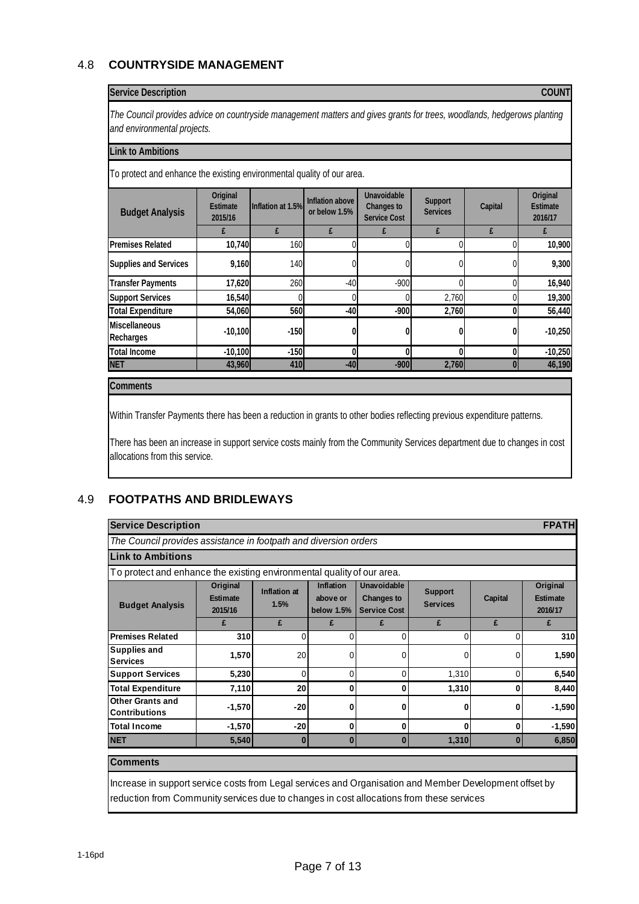## 4.8 COUNTRYSIDE MANAGEMENT

| Service Description | | | | | | | COUNT |
|---|---|---|---|---|---|---|---|
| *The Council provides advice on countryside management matters and gives grants for trees, woodlands, hedgerows planting and environmental projects.* | | | | | | | |
| **Link to Ambitions** | | | | | | | |
| To protect and enhance the existing environmental quality of our area. | | | | | | | |

| Budget Analysis | Original Estimate 2015/16 | Inflation at 1.5% | Inflation above or below 1.5% | Unavoidable Changes to Service Cost | Support Services | Capital | Original Estimate 2016/17 |
|---|---|---|---|---|---|---|---|
| | £ | £ | £ | £ | £ | £ | £ |
| **Premises Related** | **10,740** | 160 | 0 | 0 | 0 | 0 | **10,900** |
| **Supplies and Services** | **9,160** | 140 | 0 | 0 | 0 | 0 | **9,300** |
| **Transfer Payments** | **17,620** | 260 | -40 | -900 | 0 | 0 | **16,940** |
| **Support Services** | **16,540** | 0 | 0 | 0 | 2,760 | 0 | **19,300** |
| **Total Expenditure** | **54,060** | **560** | **-40** | **-900** | **2,760** | **0** | **56,440** |
| **Miscellaneous Recharges** | **-10,100** | **-150** | **0** | **0** | **0** | **0** | **-10,250** |
| **Total Income** | **-10,100** | **-150** | **0** | **0** | **0** | **0** | **-10,250** |
| **NET** | **43,960** | **410** | **-40** | **-900** | **2,760** | **0** | **46,190** |

**Comments**

Within Transfer Payments there has been a reduction in grants to other bodies reflecting previous expenditure patterns.

There has been an increase in support service costs mainly from the Community Services department due to changes in cost allocations from this service.

## 4.9 FOOTPATHS AND BRIDLEWAYS

| Service Description | | | | | | | FPATH |
|---|---|---|---|---|---|---|---|
| *The Council provides assistance in footpath and diversion orders* | | | | | | | |
| **Link to Ambitions** | | | | | | | |
| To protect and enhance the existing environmental quality of our area. | | | | | | | |

| Budget Analysis | Original Estimate 2015/16 | Inflation at 1.5% | Inflation above or below 1.5% | Unavoidable Changes to Service Cost | Support Services | Capital | Original Estimate 2016/17 |
|---|---|---|---|---|---|---|---|
| | £ | £ | £ | £ | £ | £ | £ |
| **Premises Related** | **310** | 0 | 0 | 0 | 0 | 0 | **310** |
| **Supplies and Services** | **1,570** | 20 | 0 | 0 | 0 | 0 | **1,590** |
| **Support Services** | **5,230** | 0 | 0 | 0 | 1,310 | 0 | **6,540** |
| **Total Expenditure** | **7,110** | **20** | **0** | **0** | **1,310** | **0** | **8,440** |
| **Other Grants and Contributions** | **-1,570** | **-20** | **0** | **0** | **0** | **0** | **-1,590** |
| **Total Income** | **-1,570** | **-20** | **0** | **0** | **0** | **0** | **-1,590** |
| **NET** | **5,540** | **0** | **0** | **0** | **1,310** | **0** | **6,850** |

**Comments**

Increase in support service costs from Legal services and Organisation and Member Development offset by reduction from Community services due to changes in cost allocations from these services

1-16pd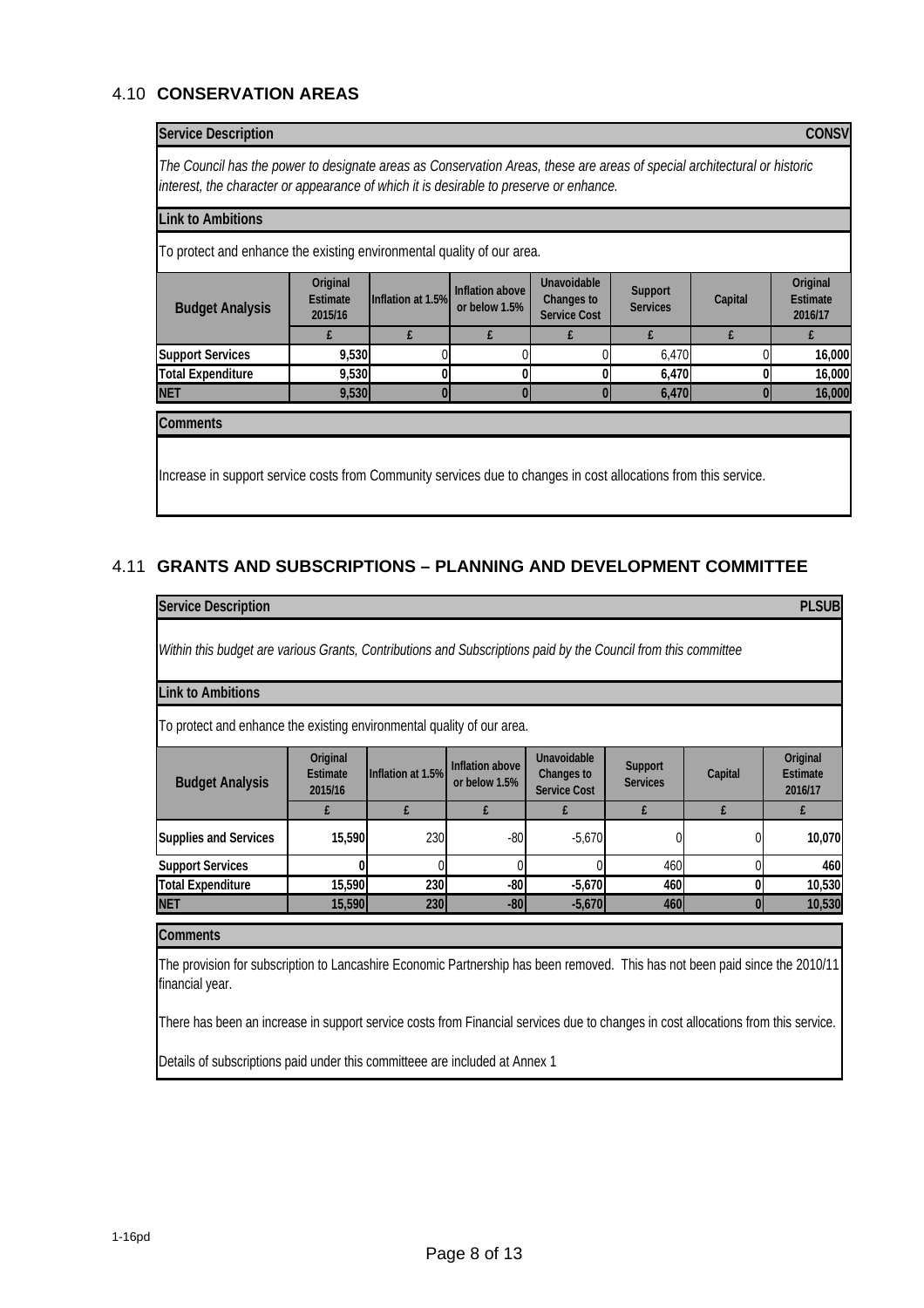## 4.10 CONSERVATION AREAS

| Service Description | | | | | | | CONSV |
|---|---|---|---|---|---|---|---|

*The Council has the power to designate areas as Conservation Areas, these are areas of special architectural or historic interest, the character or appearance of which it is desirable to preserve or enhance.*

**Link to Ambitions**

To protect and enhance the existing environmental quality of our area.

| Budget Analysis | Original Estimate 2015/16 | Inflation at 1.5% | Inflation above or below 1.5% | Unavoidable Changes to Service Cost | Support Services | Capital | Original Estimate 2016/17 |
|---|---|---|---|---|---|---|---|
| | £ | £ | £ | £ | £ | £ | £ |
| Support Services | 9,530 | 0 | 0 | 0 | 6,470 | 0 | 16,000 |
| Total Expenditure | 9,530 | 0 | 0 | 0 | 6,470 | 0 | 16,000 |
| NET | 9,530 | 0 | 0 | 0 | 6,470 | 0 | 16,000 |

**Comments**

Increase in support service costs from Community services due to changes in cost allocations from this service.

## 4.11 GRANTS AND SUBSCRIPTIONS – PLANNING AND DEVELOPMENT COMMITTEE

| Service Description | | | | | | | PLSUB |
|---|---|---|---|---|---|---|---|

*Within this budget are various Grants, Contributions and Subscriptions paid by the Council from this committee*

**Link to Ambitions**

To protect and enhance the existing environmental quality of our area.

| Budget Analysis | Original Estimate 2015/16 | Inflation at 1.5% | Inflation above or below 1.5% | Unavoidable Changes to Service Cost | Support Services | Capital | Original Estimate 2016/17 |
|---|---|---|---|---|---|---|---|
| | £ | £ | £ | £ | £ | £ | £ |
| Supplies and Services | 15,590 | 230 | -80 | -5,670 | 0 | 0 | 10,070 |
| Support Services | 0 | 0 | 0 | 0 | 460 | 0 | 460 |
| Total Expenditure | 15,590 | 230 | -80 | -5,670 | 460 | 0 | 10,530 |
| NET | 15,590 | 230 | -80 | -5,670 | 460 | 0 | 10,530 |

**Comments**

The provision for subscription to Lancashire Economic Partnership has been removed. This has not been paid since the 2010/11 financial year.

There has been an increase in support service costs from Financial services due to changes in cost allocations from this service.

Details of subscriptions paid under this committeee are included at Annex 1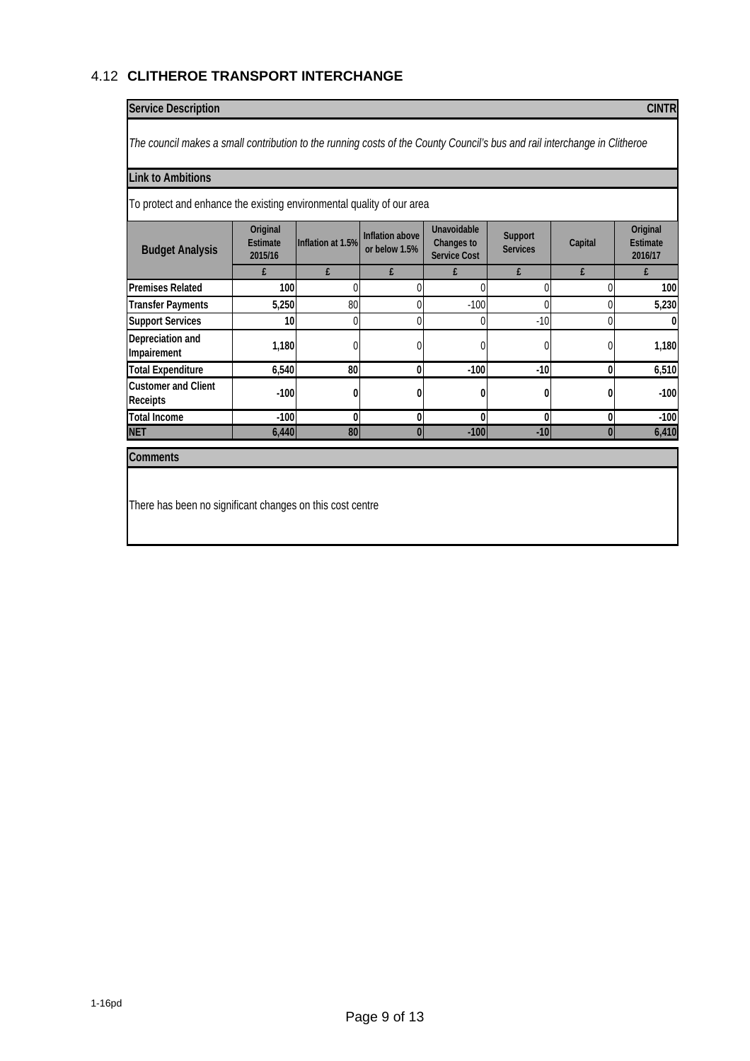## 4.12 CLITHEROE TRANSPORT INTERCHANGE

| Service Description | | | | | | | CINTR |
|---|---|---|---|---|---|---|---|
| *The council makes a small contribution to the running costs of the County Council's bus and rail interchange in Clitheroe* | | | | | | | |
| **Link to Ambitions** | | | | | | | |
| To protect and enhance the existing environmental quality of our area | | | | | | | |
| **Budget Analysis** | **Original Estimate 2015/16** | **Inflation at 1.5%** | **Inflation above or below 1.5%** | **Unavoidable Changes to Service Cost** | **Support Services** | **Capital** | **Original Estimate 2016/17** |
| | £ | £ | £ | £ | £ | £ | £ |
| **Premises Related** | **100** | 0 | 0 | 0 | 0 | 0 | **100** |
| **Transfer Payments** | **5,250** | 80 | 0 | -100 | 0 | 0 | **5,230** |
| **Support Services** | **10** | 0 | 0 | 0 | -10 | 0 | **0** |
| **Depreciation and Impairement** | **1,180** | 0 | 0 | 0 | 0 | 0 | **1,180** |
| **Total Expenditure** | **6,540** | **80** | **0** | **-100** | **-10** | **0** | **6,510** |
| **Customer and Client Receipts** | **-100** | **0** | **0** | **0** | **0** | **0** | **-100** |
| **Total Income** | **-100** | **0** | **0** | **0** | **0** | **0** | **-100** |
| **NET** | **6,440** | **80** | **0** | **-100** | **-10** | **0** | **6,410** |

**Comments**

There has been no significant changes on this cost centre

1-16pd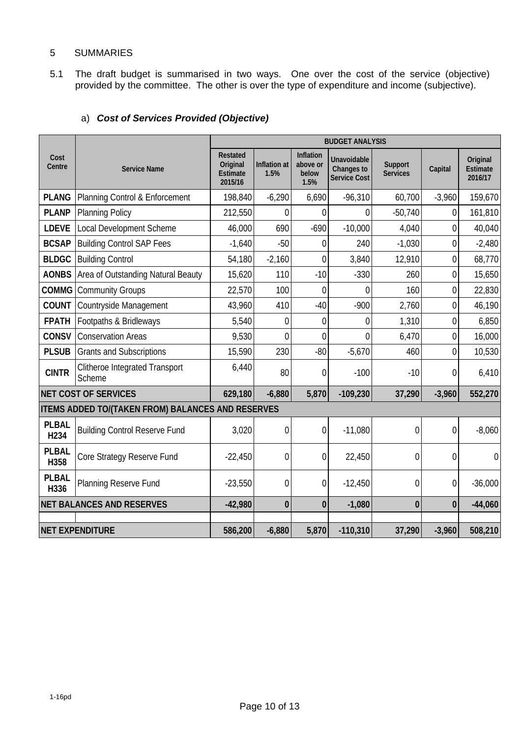## 5 SUMMARIES

5.1 The draft budget is summarised in two ways. One over the cost of the service (objective) provided by the committee. The other is over the type of expenditure and income (subjective).

### a) ***Cost of Services Provided (Objective)***

| Cost Centre | Service Name | BUDGET ANALYSIS | | | | | | |
|---|---|---|---|---|---|---|---|---|
| | | Restated Original Estimate 2015/16 | Inflation at 1.5% | Inflation above or below 1.5% | Unavoidable Changes to Service Cost | Support Services | Capital | Original Estimate 2016/17 |
| **PLANG** | Planning Control & Enforcement | 198,840 | -6,290 | 6,690 | -96,310 | 60,700 | -3,960 | 159,670 |
| **PLANP** | Planning Policy | 212,550 | 0 | 0 | 0 | -50,740 | 0 | 161,810 |
| **LDEVE** | Local Development Scheme | 46,000 | 690 | -690 | -10,000 | 4,040 | 0 | 40,040 |
| **BCSAP** | Building Control SAP Fees | -1,640 | -50 | 0 | 240 | -1,030 | 0 | -2,480 |
| **BLDGC** | Building Control | 54,180 | -2,160 | 0 | 3,840 | 12,910 | 0 | 68,770 |
| **AONBS** | Area of Outstanding Natural Beauty | 15,620 | 110 | -10 | -330 | 260 | 0 | 15,650 |
| **COMMG** | Community Groups | 22,570 | 100 | 0 | 0 | 160 | 0 | 22,830 |
| **COUNT** | Countryside Management | 43,960 | 410 | -40 | -900 | 2,760 | 0 | 46,190 |
| **FPATH** | Footpaths & Bridleways | 5,540 | 0 | 0 | 0 | 1,310 | 0 | 6,850 |
| **CONSV** | Conservation Areas | 9,530 | 0 | 0 | 0 | 6,470 | 0 | 16,000 |
| **PLSUB** | Grants and Subscriptions | 15,590 | 230 | -80 | -5,670 | 460 | 0 | 10,530 |
| **CINTR** | Clitheroe Integrated Transport Scheme | 6,440 | 80 | 0 | -100 | -10 | 0 | 6,410 |
| **NET COST OF SERVICES** | | **629,180** | **-6,880** | **5,870** | **-109,230** | **37,290** | **-3,960** | **552,270** |
| **ITEMS ADDED TO/(TAKEN FROM) BALANCES AND RESERVES** | | | | | | | | |
| **PLBAL H234** | Building Control Reserve Fund | 3,020 | 0 | 0 | -11,080 | 0 | 0 | -8,060 |
| **PLBAL H358** | Core Strategy Reserve Fund | -22,450 | 0 | 0 | 22,450 | 0 | 0 | 0 |
| **PLBAL H336** | Planning Reserve Fund | -23,550 | 0 | 0 | -12,450 | 0 | 0 | -36,000 |
| **NET BALANCES AND RESERVES** | | **-42,980** | **0** | **0** | **-1,080** | **0** | **0** | **-44,060** |
| | | | | | | | | |
| **NET EXPENDITURE** | | **586,200** | **-6,880** | **5,870** | **-110,310** | **37,290** | **-3,960** | **508,210** |

1-16pd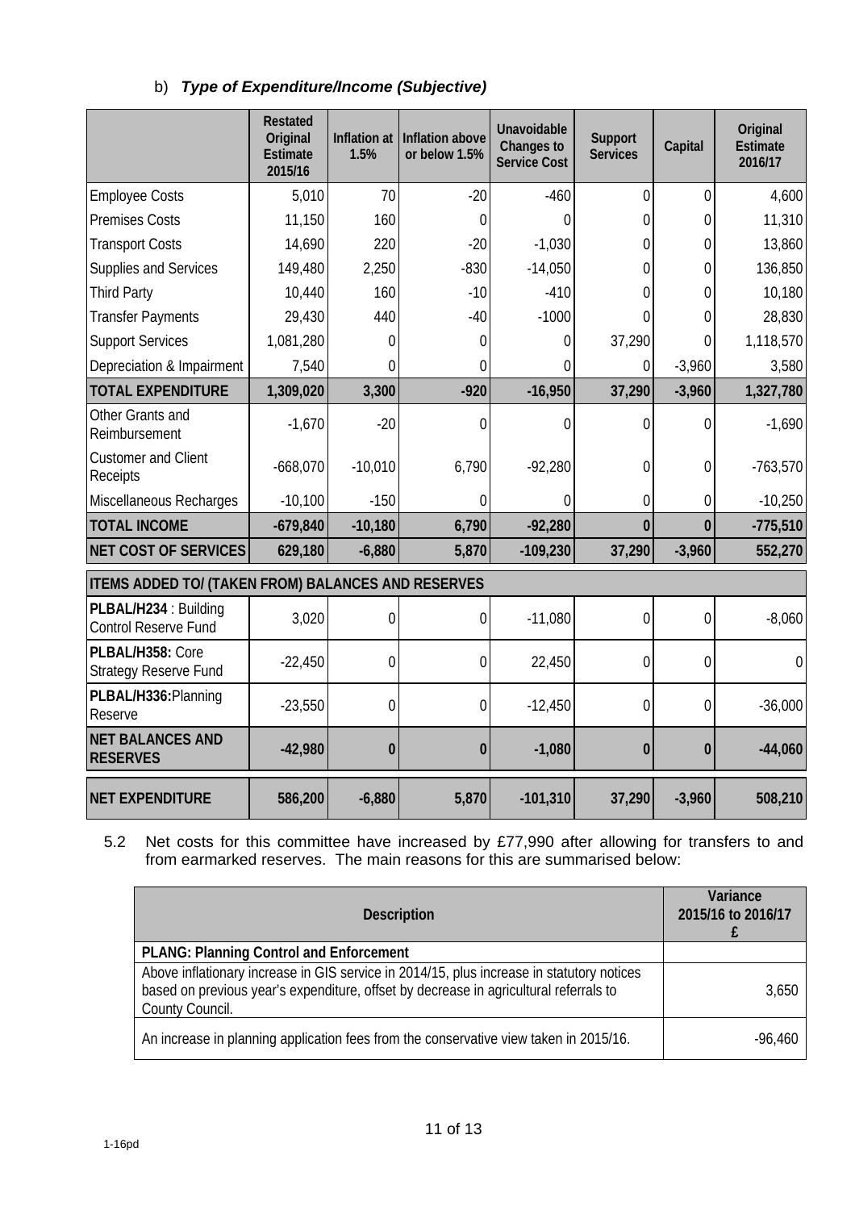b) ***Type of Expenditure/Income (Subjective)***

| | Restated Original Estimate 2015/16 | Inflation at 1.5% | Inflation above or below 1.5% | Unavoidable Changes to Service Cost | Support Services | Capital | Original Estimate 2016/17 |
|---|---|---|---|---|---|---|---|
| Employee Costs | 5,010 | 70 | -20 | -460 | 0 | 0 | 4,600 |
| Premises Costs | 11,150 | 160 | 0 | 0 | 0 | 0 | 11,310 |
| Transport Costs | 14,690 | 220 | -20 | -1,030 | 0 | 0 | 13,860 |
| Supplies and Services | 149,480 | 2,250 | -830 | -14,050 | 0 | 0 | 136,850 |
| Third Party | 10,440 | 160 | -10 | -410 | 0 | 0 | 10,180 |
| Transfer Payments | 29,430 | 440 | -40 | -1000 | 0 | 0 | 28,830 |
| Support Services | 1,081,280 | 0 | 0 | 0 | 37,290 | 0 | 1,118,570 |
| Depreciation & Impairment | 7,540 | 0 | 0 | 0 | 0 | -3,960 | 3,580 |
| **TOTAL EXPENDITURE** | **1,309,020** | **3,300** | **-920** | **-16,950** | **37,290** | **-3,960** | **1,327,780** |
| Other Grants and Reimbursement | -1,670 | -20 | 0 | 0 | 0 | 0 | -1,690 |
| Customer and Client Receipts | -668,070 | -10,010 | 6,790 | -92,280 | 0 | 0 | -763,570 |
| Miscellaneous Recharges | -10,100 | -150 | 0 | 0 | 0 | 0 | -10,250 |
| **TOTAL INCOME** | **-679,840** | **-10,180** | **6,790** | **-92,280** | **0** | **0** | **-775,510** |
| **NET COST OF SERVICES** | **629,180** | **-6,880** | **5,870** | **-109,230** | **37,290** | **-3,960** | **552,270** |
| **ITEMS ADDED TO/ (TAKEN FROM) BALANCES AND RESERVES** | | | | | | | |
| **PLBAL/H234** : Building Control Reserve Fund | 3,020 | 0 | 0 | -11,080 | 0 | 0 | -8,060 |
| **PLBAL/H358:** Core Strategy Reserve Fund | -22,450 | 0 | 0 | 22,450 | 0 | 0 | 0 |
| **PLBAL/H336:**Planning Reserve | -23,550 | 0 | 0 | -12,450 | 0 | 0 | -36,000 |
| **NET BALANCES AND RESERVES** | **-42,980** | **0** | **0** | **-1,080** | **0** | **0** | **-44,060** |
| **NET EXPENDITURE** | **586,200** | **-6,880** | **5,870** | **-101,310** | **37,290** | **-3,960** | **508,210** |

5.2 Net costs for this committee have increased by £77,990 after allowing for transfers to and from earmarked reserves. The main reasons for this are summarised below:

| Description | Variance 2015/16 to 2016/17 £ |
|---|---|
| **PLANG: Planning Control and Enforcement** | |
| Above inflationary increase in GIS service in 2014/15, plus increase in statutory notices based on previous year's expenditure, offset by decrease in agricultural referrals to County Council. | 3,650 |
| An increase in planning application fees from the conservative view taken in 2015/16. | -96,460 |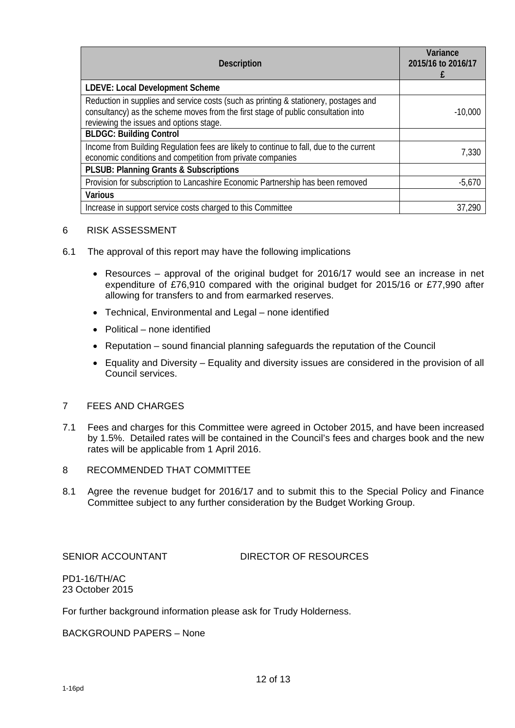| Description | Variance 2015/16 to 2016/17 £ |
|---|---|
| **LDEVE: Local Development Scheme** | |
| Reduction in supplies and service costs (such as printing & stationery, postages and consultancy) as the scheme moves from the first stage of public consultation into reviewing the issues and options stage. | -10,000 |
| **BLDGC: Building Control** | |
| Income from Building Regulation fees are likely to continue to fall, due to the current economic conditions and competition from private companies | 7,330 |
| **PLSUB: Planning Grants & Subscriptions** | |
| Provision for subscription to Lancashire Economic Partnership has been removed | -5,670 |
| **Various** | |
| Increase in support service costs charged to this Committee | 37,290 |

## 6 RISK ASSESSMENT

6.1 The approval of this report may have the following implications

- Resources – approval of the original budget for 2016/17 would see an increase in net expenditure of £76,910 compared with the original budget for 2015/16 or £77,990 after allowing for transfers to and from earmarked reserves.
- Technical, Environmental and Legal – none identified
- Political – none identified
- Reputation – sound financial planning safeguards the reputation of the Council
- Equality and Diversity – Equality and diversity issues are considered in the provision of all Council services.

## 7 FEES AND CHARGES

7.1 Fees and charges for this Committee were agreed in October 2015, and have been increased by 1.5%. Detailed rates will be contained in the Council's fees and charges book and the new rates will be applicable from 1 April 2016.

## 8 RECOMMENDED THAT COMMITTEE

8.1 Agree the revenue budget for 2016/17 and to submit this to the Special Policy and Finance Committee subject to any further consideration by the Budget Working Group.

SENIOR ACCOUNTANT DIRECTOR OF RESOURCES

PD1-16/TH/AC
23 October 2015

For further background information please ask for Trudy Holderness.

BACKGROUND PAPERS – None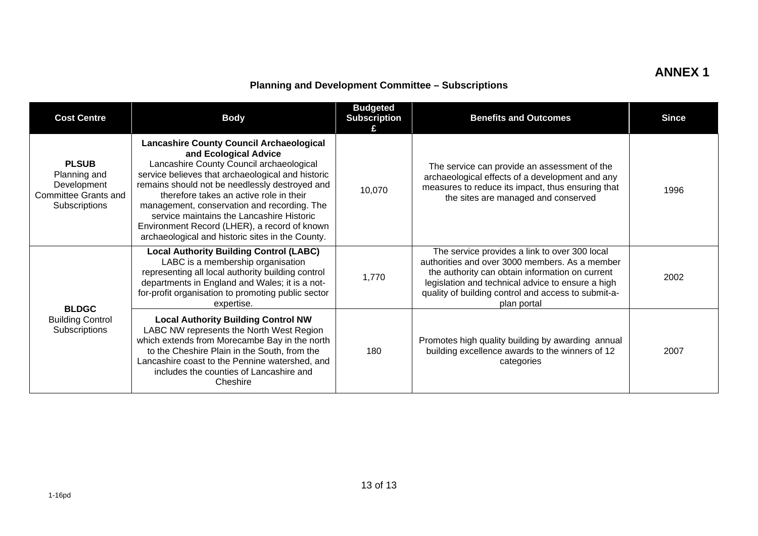**ANNEX 1**

## Planning and Development Committee – Subscriptions

| Cost Centre | Body | Budgeted Subscription £ | Benefits and Outcomes | Since |
|---|---|---|---|---|
| **PLSUB** Planning and Development Committee Grants and Subscriptions | **Lancashire County Council Archaeological and Ecological Advice** Lancashire County Council archaeological service believes that archaeological and historic remains should not be needlessly destroyed and therefore takes an active role in their management, conservation and recording. The service maintains the Lancashire Historic Environment Record (LHER), a record of known archaeological and historic sites in the County. | 10,070 | The service can provide an assessment of the archaeological effects of a development and any measures to reduce its impact, thus ensuring that the sites are managed and conserved | 1996 |
| **BLDGC** Building Control Subscriptions | **Local Authority Building Control (LABC)** LABC is a membership organisation representing all local authority building control departments in England and Wales; it is a not-for-profit organisation to promoting public sector expertise. | 1,770 | The service provides a link to over 300 local authorities and over 3000 members. As a member the authority can obtain information on current legislation and technical advice to ensure a high quality of building control and access to submit-a-plan portal | 2002 |
| | **Local Authority Building Control NW** LABC NW represents the North West Region which extends from Morecambe Bay in the north to the Cheshire Plain in the South, from the Lancashire coast to the Pennine watershed, and includes the counties of Lancashire and Cheshire | 180 | Promotes high quality building by awarding annual building excellence awards to the winners of 12 categories | 2007 |

1-16pd